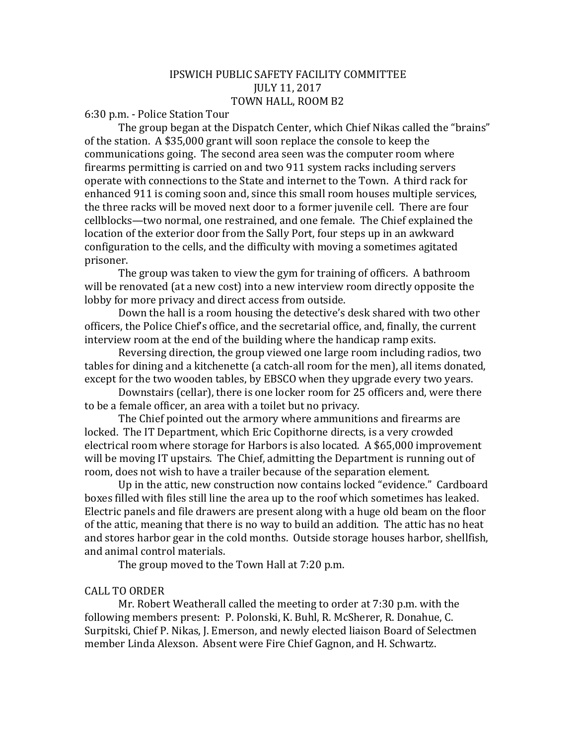# IPSWICH PUBLIC SAFETY FACILITY COMMITTEE
## JULY 11, 2017
## TOWN HALL, ROOM B2

6:30 p.m. - Police Station Tour

The group began at the Dispatch Center, which Chief Nikas called the "brains" of the station. A $35,000 grant will soon replace the console to keep the communications going. The second area seen was the computer room where firearms permitting is carried on and two 911 system racks including servers operate with connections to the State and internet to the Town. A third rack for enhanced 911 is coming soon and, since this small room houses multiple services, the three racks will be moved next door to a former juvenile cell. There are four cellblocks—two normal, one restrained, and one female. The Chief explained the location of the exterior door from the Sally Port, four steps up in an awkward configuration to the cells, and the difficulty with moving a sometimes agitated prisoner.

The group was taken to view the gym for training of officers. A bathroom will be renovated (at a new cost) into a new interview room directly opposite the lobby for more privacy and direct access from outside.

Down the hall is a room housing the detective's desk shared with two other officers, the Police Chief's office, and the secretarial office, and, finally, the current interview room at the end of the building where the handicap ramp exits.

Reversing direction, the group viewed one large room including radios, two tables for dining and a kitchenette (a catch-all room for the men), all items donated, except for the two wooden tables, by EBSCO when they upgrade every two years.

Downstairs (cellar), there is one locker room for 25 officers and, were there to be a female officer, an area with a toilet but no privacy.

The Chief pointed out the armory where ammunitions and firearms are locked. The IT Department, which Eric Copithorne directs, is a very crowded electrical room where storage for Harbors is also located. A $65,000 improvement will be moving IT upstairs. The Chief, admitting the Department is running out of room, does not wish to have a trailer because of the separation element.

Up in the attic, new construction now contains locked "evidence." Cardboard boxes filled with files still line the area up to the roof which sometimes has leaked. Electric panels and file drawers are present along with a huge old beam on the floor of the attic, meaning that there is no way to build an addition. The attic has no heat and stores harbor gear in the cold months. Outside storage houses harbor, shellfish, and animal control materials.

The group moved to the Town Hall at 7:20 p.m.

CALL TO ORDER

Mr. Robert Weatherall called the meeting to order at 7:30 p.m. with the following members present: P. Polonski, K. Buhl, R. McSherer, R. Donahue, C. Surpitski, Chief P. Nikas, J. Emerson, and newly elected liaison Board of Selectmen member Linda Alexson. Absent were Fire Chief Gagnon, and H. Schwartz.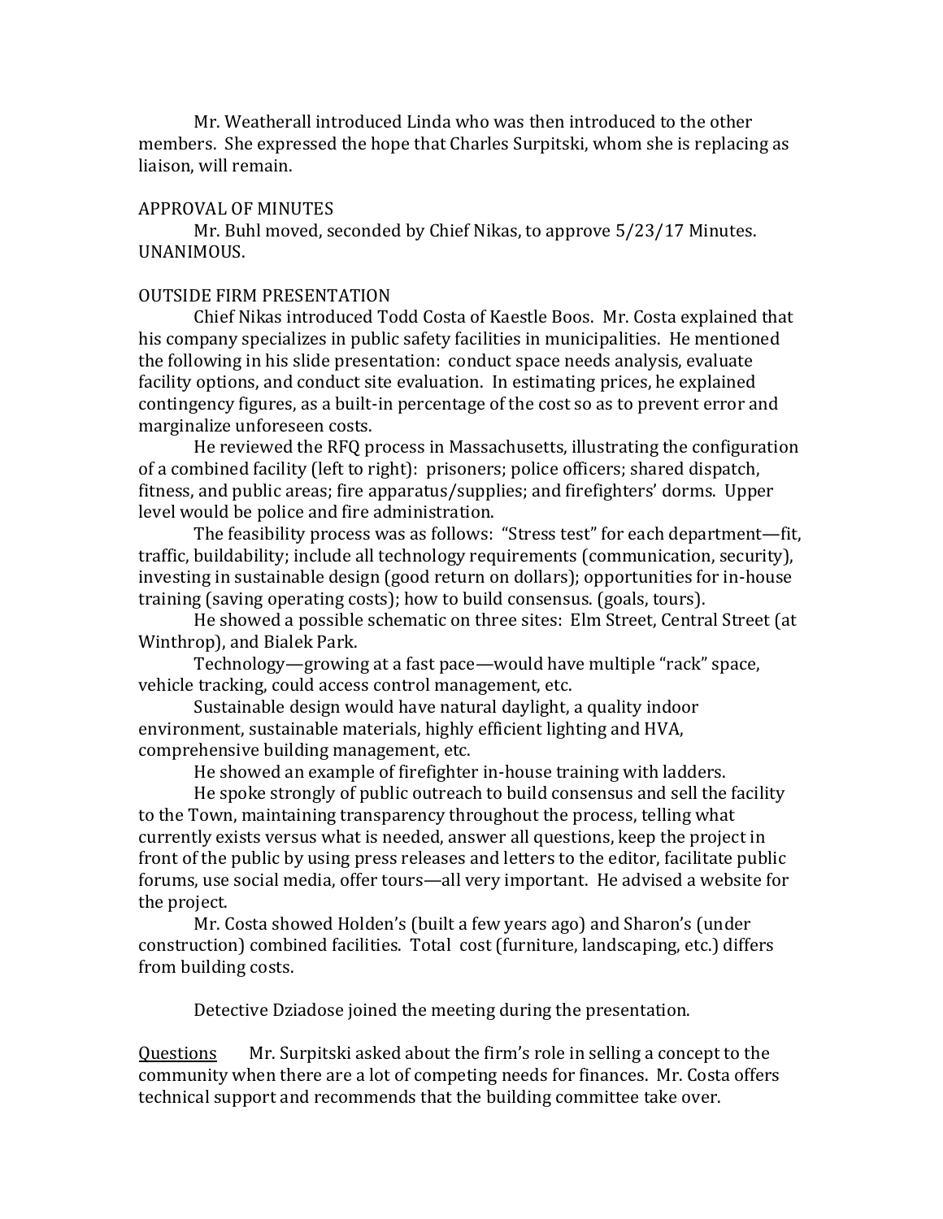Mr. Weatherall introduced Linda who was then introduced to the other members. She expressed the hope that Charles Surpitski, whom she is replacing as liaison, will remain.

APPROVAL OF MINUTES

Mr. Buhl moved, seconded by Chief Nikas, to approve 5/23/17 Minutes. UNANIMOUS.

OUTSIDE FIRM PRESENTATION

Chief Nikas introduced Todd Costa of Kaestle Boos. Mr. Costa explained that his company specializes in public safety facilities in municipalities. He mentioned the following in his slide presentation: conduct space needs analysis, evaluate facility options, and conduct site evaluation. In estimating prices, he explained contingency figures, as a built-in percentage of the cost so as to prevent error and marginalize unforeseen costs.

He reviewed the RFQ process in Massachusetts, illustrating the configuration of a combined facility (left to right): prisoners; police officers; shared dispatch, fitness, and public areas; fire apparatus/supplies; and firefighters' dorms. Upper level would be police and fire administration.

The feasibility process was as follows: "Stress test" for each department—fit, traffic, buildability; include all technology requirements (communication, security), investing in sustainable design (good return on dollars); opportunities for in-house training (saving operating costs); how to build consensus. (goals, tours).

He showed a possible schematic on three sites: Elm Street, Central Street (at Winthrop), and Bialek Park.

Technology—growing at a fast pace—would have multiple "rack" space, vehicle tracking, could access control management, etc.

Sustainable design would have natural daylight, a quality indoor environment, sustainable materials, highly efficient lighting and HVA, comprehensive building management, etc.

He showed an example of firefighter in-house training with ladders.

He spoke strongly of public outreach to build consensus and sell the facility to the Town, maintaining transparency throughout the process, telling what currently exists versus what is needed, answer all questions, keep the project in front of the public by using press releases and letters to the editor, facilitate public forums, use social media, offer tours—all very important. He advised a website for the project.

Mr. Costa showed Holden's (built a few years ago) and Sharon's (under construction) combined facilities. Total cost (furniture, landscaping, etc.) differs from building costs.

Detective Dziadose joined the meeting during the presentation.

<u>Questions</u> Mr. Surpitski asked about the firm's role in selling a concept to the community when there are a lot of competing needs for finances. Mr. Costa offers technical support and recommends that the building committee take over.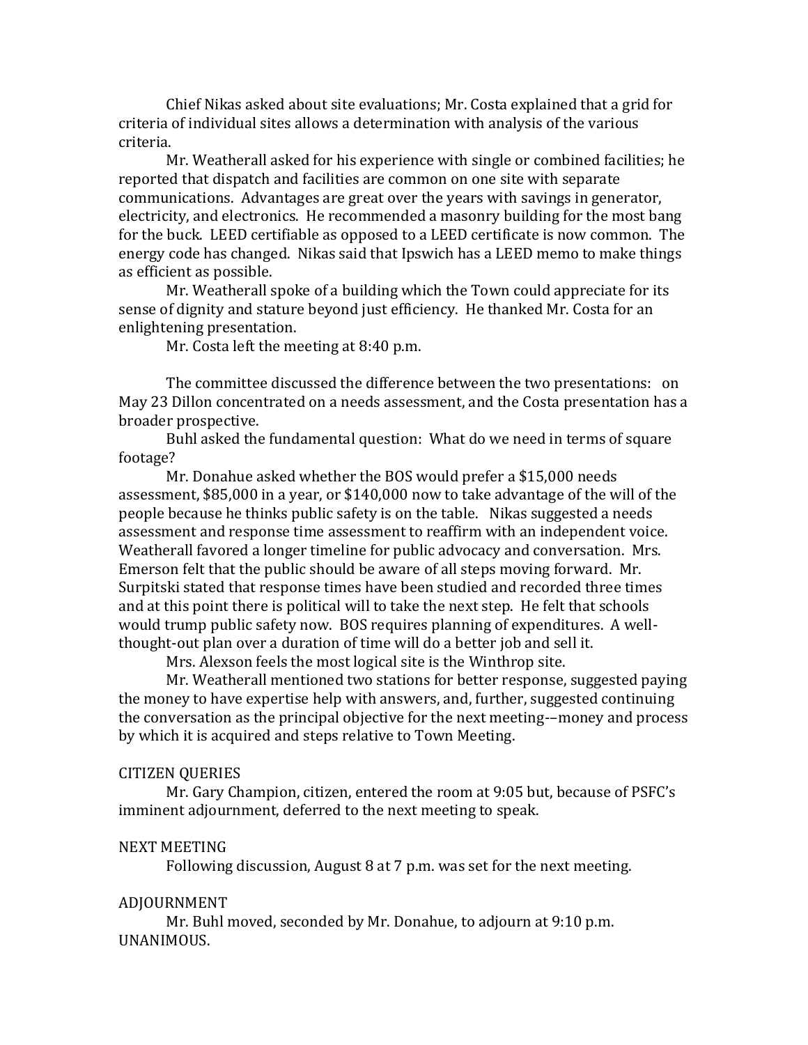Chief Nikas asked about site evaluations; Mr. Costa explained that a grid for criteria of individual sites allows a determination with analysis of the various criteria.

Mr. Weatherall asked for his experience with single or combined facilities; he reported that dispatch and facilities are common on one site with separate communications. Advantages are great over the years with savings in generator, electricity, and electronics. He recommended a masonry building for the most bang for the buck. LEED certifiable as opposed to a LEED certificate is now common. The energy code has changed. Nikas said that Ipswich has a LEED memo to make things as efficient as possible.

Mr. Weatherall spoke of a building which the Town could appreciate for its sense of dignity and stature beyond just efficiency. He thanked Mr. Costa for an enlightening presentation.

Mr. Costa left the meeting at 8:40 p.m.

The committee discussed the difference between the two presentations: on May 23 Dillon concentrated on a needs assessment, and the Costa presentation has a broader prospective.

Buhl asked the fundamental question: What do we need in terms of square footage?

Mr. Donahue asked whether the BOS would prefer a $15,000 needs assessment, $85,000 in a year, or $140,000 now to take advantage of the will of the people because he thinks public safety is on the table. Nikas suggested a needs assessment and response time assessment to reaffirm with an independent voice. Weatherall favored a longer timeline for public advocacy and conversation. Mrs. Emerson felt that the public should be aware of all steps moving forward. Mr. Surpitski stated that response times have been studied and recorded three times and at this point there is political will to take the next step. He felt that schools would trump public safety now. BOS requires planning of expenditures. A well-thought-out plan over a duration of time will do a better job and sell it.

Mrs. Alexson feels the most logical site is the Winthrop site.

Mr. Weatherall mentioned two stations for better response, suggested paying the money to have expertise help with answers, and, further, suggested continuing the conversation as the principal objective for the next meeting-–money and process by which it is acquired and steps relative to Town Meeting.

CITIZEN QUERIES

Mr. Gary Champion, citizen, entered the room at 9:05 but, because of PSFC's imminent adjournment, deferred to the next meeting to speak.

NEXT MEETING

Following discussion, August 8 at 7 p.m. was set for the next meeting.

ADJOURNMENT

Mr. Buhl moved, seconded by Mr. Donahue, to adjourn at 9:10 p.m. UNANIMOUS.